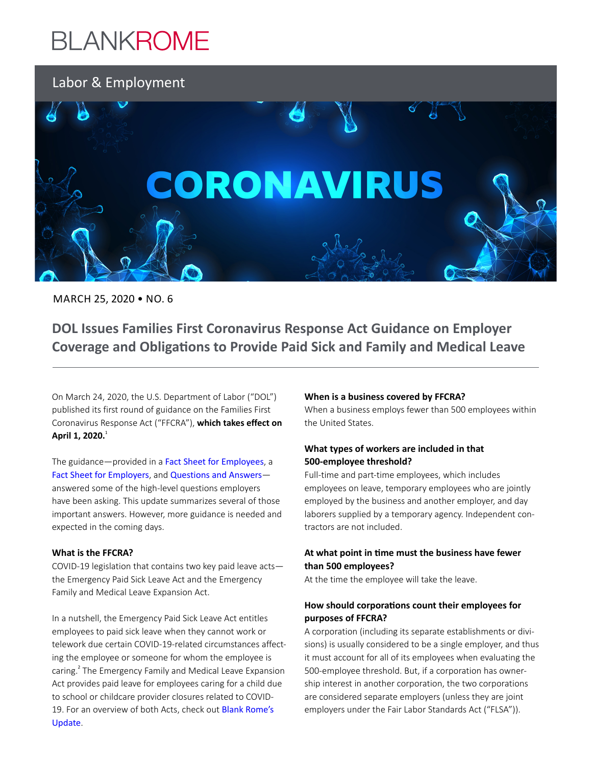BLANKROME

Labor & Employment

CORONAVIRUS

MARCH 25, 2020 • NO. 6

# DOL Issues Families First Coronavirus Response Act Guidance on Employer Coverage and Obligations to Provide Paid Sick and Family and Medical Leave

On March 24, 2020, the U.S. Department of Labor ("DOL") published its first round of guidance on the Families First Coronavirus Response Act ("FFCRA"), **which takes effect on April 1, 2020.**[1]

The guidance—provided in a Fact Sheet for Employees, a Fact Sheet for Employers, and Questions and Answers—answered some of the high-level questions employers have been asking. This update summarizes several of those important answers. However, more guidance is needed and expected in the coming days.

**What is the FFCRA?**

COVID-19 legislation that contains two key paid leave acts—the Emergency Paid Sick Leave Act and the Emergency Family and Medical Leave Expansion Act.

In a nutshell, the Emergency Paid Sick Leave Act entitles employees to paid sick leave when they cannot work or telework due certain COVID-19-related circumstances affecting the employee or someone for whom the employee is caring.[2] The Emergency Family and Medical Leave Expansion Act provides paid leave for employees caring for a child due to school or childcare provider closures related to COVID-19. For an overview of both Acts, check out Blank Rome's Update.

**When is a business covered by FFCRA?**

When a business employs fewer than 500 employees within the United States.

**What types of workers are included in that 500-employee threshold?**

Full-time and part-time employees, which includes employees on leave, temporary employees who are jointly employed by the business and another employer, and day laborers supplied by a temporary agency. Independent contractors are not included.

**At what point in time must the business have fewer than 500 employees?**

At the time the employee will take the leave.

**How should corporations count their employees for purposes of FFCRA?**

A corporation (including its separate establishments or divisions) is usually considered to be a single employer, and thus it must account for all of its employees when evaluating the 500-employee threshold. But, if a corporation has ownership interest in another corporation, the two corporations are considered separate employers (unless they are joint employers under the Fair Labor Standards Act ("FLSA")).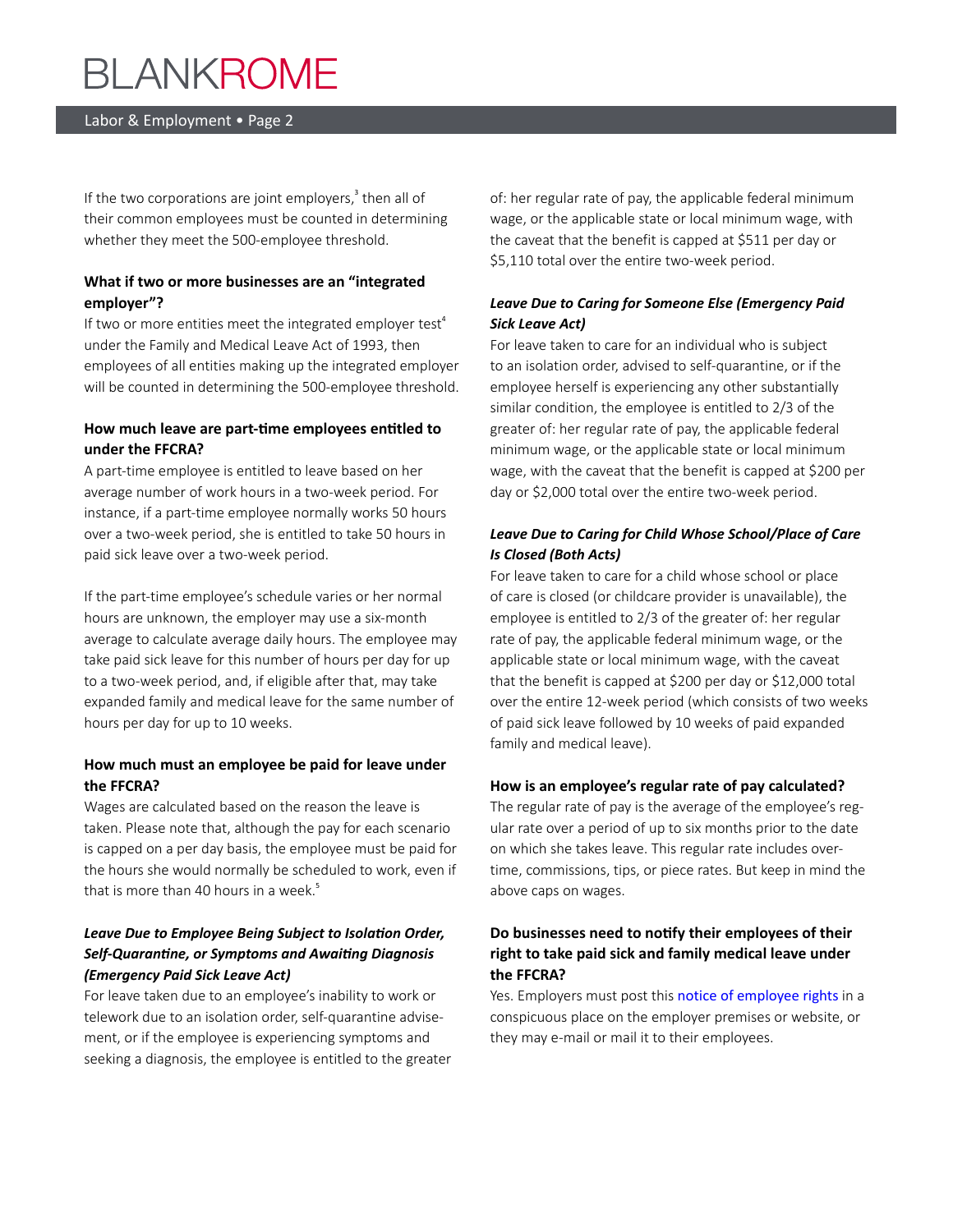If the two corporations are joint employers,[3] then all of their common employees must be counted in determining whether they meet the 500-employee threshold.

### What if two or more businesses are an "integrated employer"?

If two or more entities meet the integrated employer test[4] under the Family and Medical Leave Act of 1993, then employees of all entities making up the integrated employer will be counted in determining the 500-employee threshold.

### How much leave are part-time employees entitled to under the FFCRA?

A part-time employee is entitled to leave based on her average number of work hours in a two-week period. For instance, if a part-time employee normally works 50 hours over a two-week period, she is entitled to take 50 hours in paid sick leave over a two-week period.

If the part-time employee's schedule varies or her normal hours are unknown, the employer may use a six-month average to calculate average daily hours. The employee may take paid sick leave for this number of hours per day for up to a two-week period, and, if eligible after that, may take expanded family and medical leave for the same number of hours per day for up to 10 weeks.

### How much must an employee be paid for leave under the FFCRA?

Wages are calculated based on the reason the leave is taken. Please note that, although the pay for each scenario is capped on a per day basis, the employee must be paid for the hours she would normally be scheduled to work, even if that is more than 40 hours in a week.[5]

#### *Leave Due to Employee Being Subject to Isolation Order, Self-Quarantine, or Symptoms and Awaiting Diagnosis (Emergency Paid Sick Leave Act)*

For leave taken due to an employee's inability to work or telework due to an isolation order, self-quarantine advisement, or if the employee is experiencing symptoms and seeking a diagnosis, the employee is entitled to the greater of: her regular rate of pay, the applicable federal minimum wage, or the applicable state or local minimum wage, with the caveat that the benefit is capped at $511 per day or $5,110 total over the entire two-week period.

#### *Leave Due to Caring for Someone Else (Emergency Paid Sick Leave Act)*

For leave taken to care for an individual who is subject to an isolation order, advised to self-quarantine, or if the employee herself is experiencing any other substantially similar condition, the employee is entitled to 2/3 of the greater of: her regular rate of pay, the applicable federal minimum wage, or the applicable state or local minimum wage, with the caveat that the benefit is capped at $200 per day or $2,000 total over the entire two-week period.

#### *Leave Due to Caring for Child Whose School/Place of Care Is Closed (Both Acts)*

For leave taken to care for a child whose school or place of care is closed (or childcare provider is unavailable), the employee is entitled to 2/3 of the greater of: her regular rate of pay, the applicable federal minimum wage, or the applicable state or local minimum wage, with the caveat that the benefit is capped at $200 per day or $12,000 total over the entire 12-week period (which consists of two weeks of paid sick leave followed by 10 weeks of paid expanded family and medical leave).

### How is an employee's regular rate of pay calculated?

The regular rate of pay is the average of the employee's regular rate over a period of up to six months prior to the date on which she takes leave. This regular rate includes overtime, commissions, tips, or piece rates. But keep in mind the above caps on wages.

### Do businesses need to notify their employees of their right to take paid sick and family medical leave under the FFCRA?

Yes. Employers must post this notice of employee rights in a conspicuous place on the employer premises or website, or they may e-mail or mail it to their employees.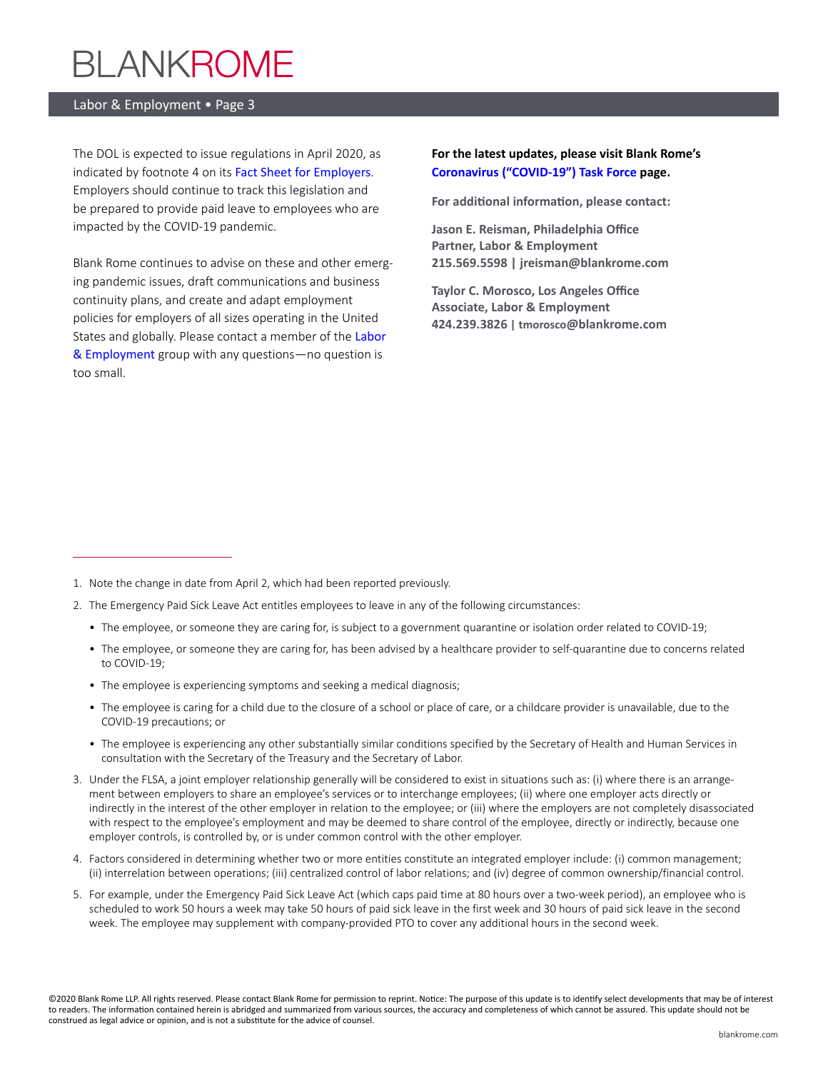The DOL is expected to issue regulations in April 2020, as indicated by footnote 4 on its Fact Sheet for Employers. Employers should continue to track this legislation and be prepared to provide paid leave to employees who are impacted by the COVID-19 pandemic.

Blank Rome continues to advise on these and other emerging pandemic issues, draft communications and business continuity plans, and create and adapt employment policies for employers of all sizes operating in the United States and globally. Please contact a member of the Labor & Employment group with any questions—no question is too small.

**For the latest updates, please visit Blank Rome's Coronavirus ("COVID-19") Task Force page.**

**For additional information, please contact:**

**Jason E. Reisman, Philadelphia Office**
**Partner, Labor & Employment**
**215.569.5598 | jreisman@blankrome.com**

**Taylor C. Morosco, Los Angeles Office**
**Associate, Labor & Employment**
**424.239.3826 | tmorosco@blankrome.com**

---

1. Note the change in date from April 2, which had been reported previously.
2. The Emergency Paid Sick Leave Act entitles employees to leave in any of the following circumstances:
   - The employee, or someone they are caring for, is subject to a government quarantine or isolation order related to COVID-19;
   - The employee, or someone they are caring for, has been advised by a healthcare provider to self-quarantine due to concerns related to COVID-19;
   - The employee is experiencing symptoms and seeking a medical diagnosis;
   - The employee is caring for a child due to the closure of a school or place of care, or a childcare provider is unavailable, due to the COVID-19 precautions; or
   - The employee is experiencing any other substantially similar conditions specified by the Secretary of Health and Human Services in consultation with the Secretary of the Treasury and the Secretary of Labor.
3. Under the FLSA, a joint employer relationship generally will be considered to exist in situations such as: (i) where there is an arrangement between employers to share an employee's services or to interchange employees; (ii) where one employer acts directly or indirectly in the interest of the other employer in relation to the employee; or (iii) where the employers are not completely disassociated with respect to the employee's employment and may be deemed to share control of the employee, directly or indirectly, because one employer controls, is controlled by, or is under common control with the other employer.
4. Factors considered in determining whether two or more entities constitute an integrated employer include: (i) common management; (ii) interrelation between operations; (iii) centralized control of labor relations; and (iv) degree of common ownership/financial control.
5. For example, under the Emergency Paid Sick Leave Act (which caps paid time at 80 hours over a two-week period), an employee who is scheduled to work 50 hours a week may take 50 hours of paid sick leave in the first week and 30 hours of paid sick leave in the second week. The employee may supplement with company-provided PTO to cover any additional hours in the second week.

©2020 Blank Rome LLP. All rights reserved. Please contact Blank Rome for permission to reprint. Notice: The purpose of this update is to identify select developments that may be of interest to readers. The information contained herein is abridged and summarized from various sources, the accuracy and completeness of which cannot be assured. This update should not be construed as legal advice or opinion, and is not a substitute for the advice of counsel.